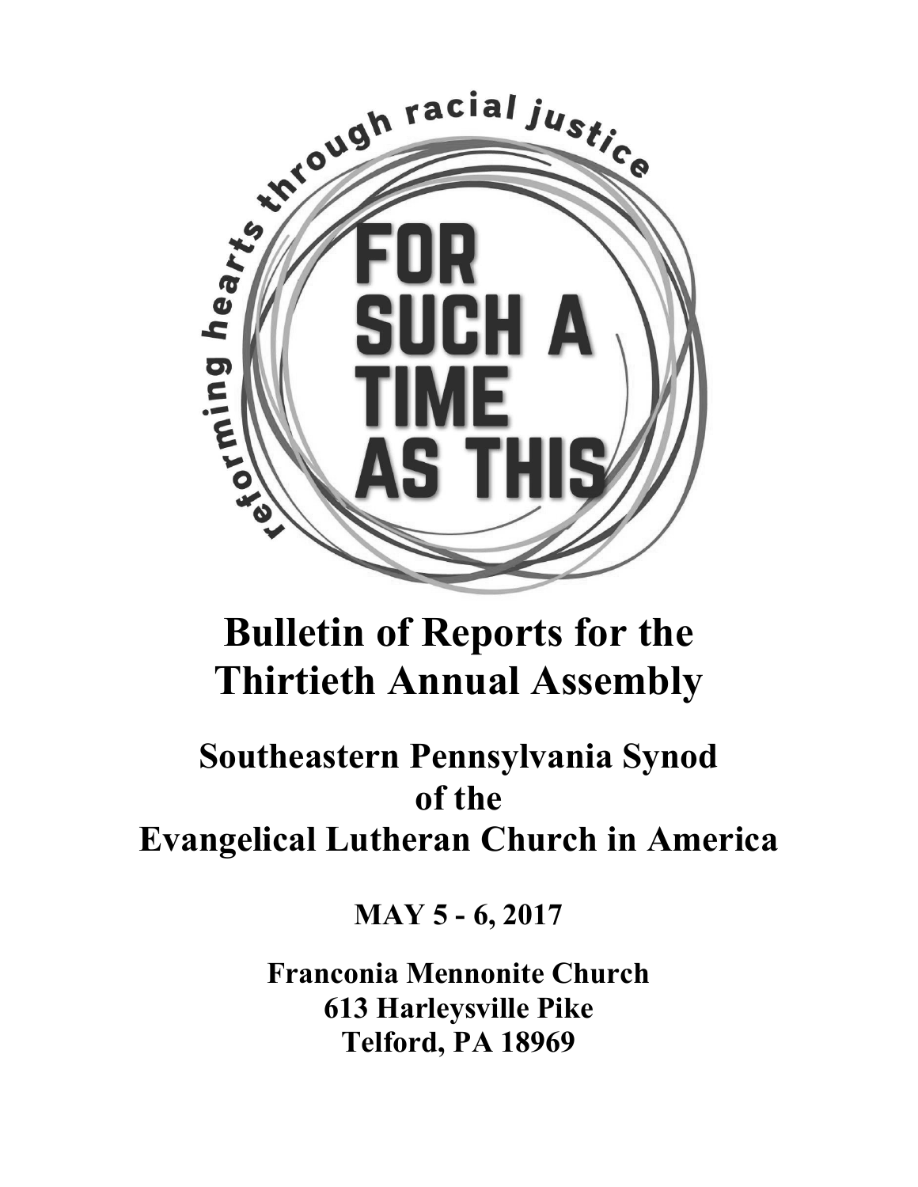reforming hearts through racial justice

FOR SUCH A TIME AS THIS

# Bulletin of Reports for the Thirtieth Annual Assembly

## Southeastern Pennsylvania Synod of the Evangelical Lutheran Church in America

**MAY 5 - 6, 2017**

**Franconia Mennonite Church**
**613 Harleysville Pike**
**Telford, PA 18969**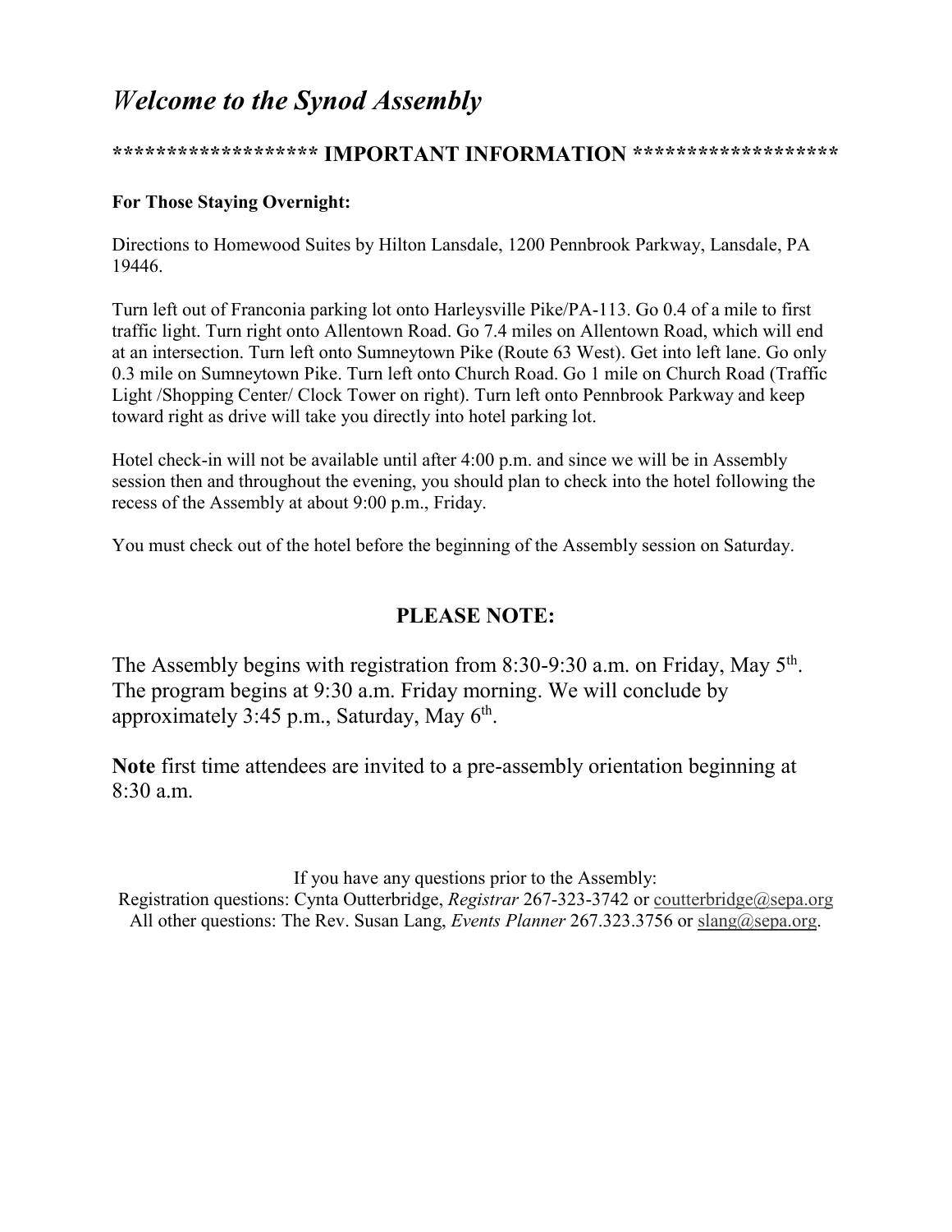# *Welcome to the Synod Assembly*

**\*\*\*\*\*\*\*\*\*\*\*\*\*\*\*\*\*\*\* IMPORTANT INFORMATION \*\*\*\*\*\*\*\*\*\*\*\*\*\*\*\*\*\*\***

**For Those Staying Overnight:**

Directions to Homewood Suites by Hilton Lansdale, 1200 Pennbrook Parkway, Lansdale, PA 19446.

Turn left out of Franconia parking lot onto Harleysville Pike/PA-113. Go 0.4 of a mile to first traffic light. Turn right onto Allentown Road. Go 7.4 miles on Allentown Road, which will end at an intersection. Turn left onto Sumneytown Pike (Route 63 West). Get into left lane. Go only 0.3 mile on Sumneytown Pike. Turn left onto Church Road. Go 1 mile on Church Road (Traffic Light /Shopping Center/ Clock Tower on right). Turn left onto Pennbrook Parkway and keep toward right as drive will take you directly into hotel parking lot.

Hotel check-in will not be available until after 4:00 p.m. and since we will be in Assembly session then and throughout the evening, you should plan to check into the hotel following the recess of the Assembly at about 9:00 p.m., Friday.

You must check out of the hotel before the beginning of the Assembly session on Saturday.

## PLEASE NOTE:

The Assembly begins with registration from 8:30-9:30 a.m. on Friday, May 5th. The program begins at 9:30 a.m. Friday morning. We will conclude by approximately 3:45 p.m., Saturday, May 6th.

**Note** first time attendees are invited to a pre-assembly orientation beginning at 8:30 a.m.

If you have any questions prior to the Assembly:
Registration questions: Cynta Outterbridge, *Registrar* 267-323-3742 or coutterbridge@sepa.org
All other questions: The Rev. Susan Lang, *Events Planner* 267.323.3756 or slang@sepa.org.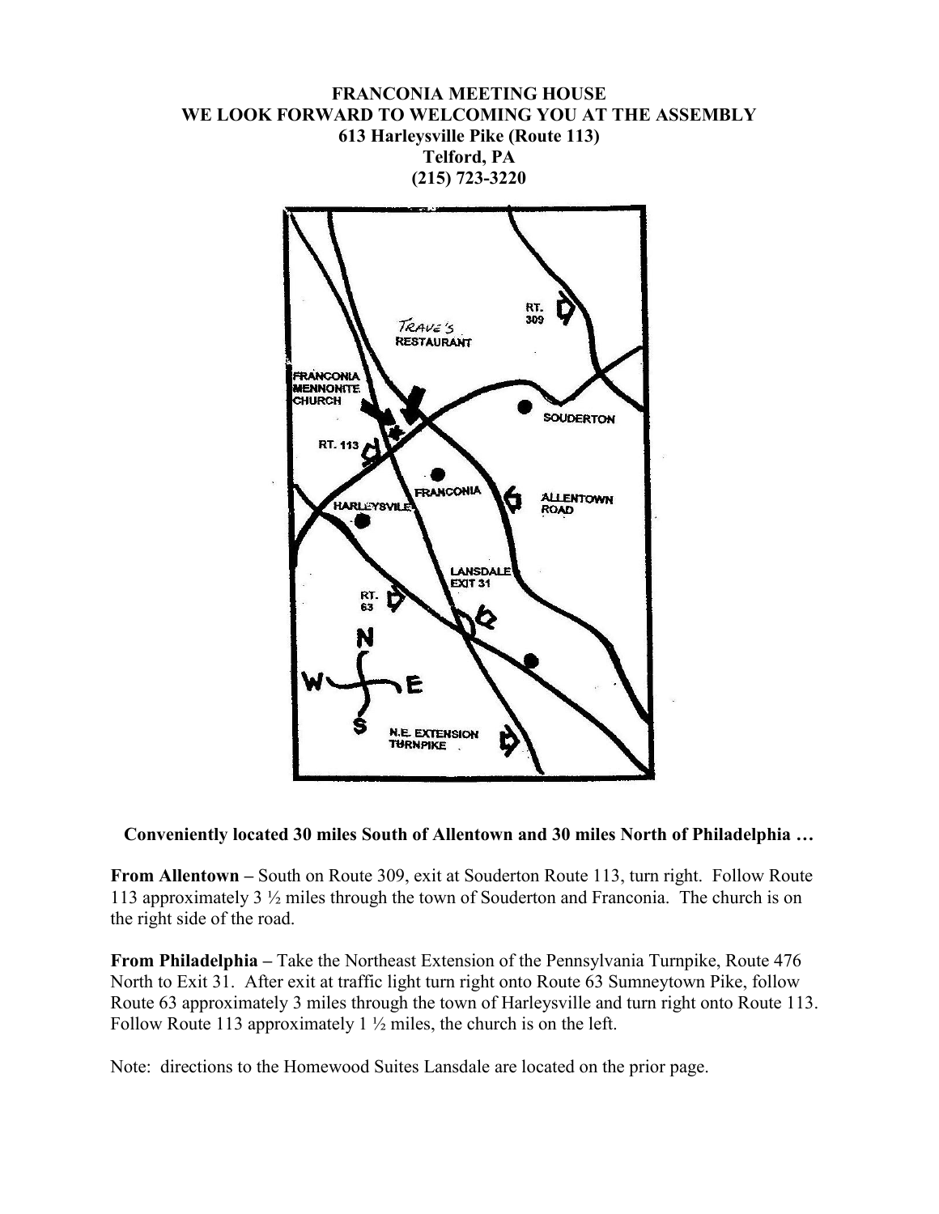# FRANCONIA MEETING HOUSE
## WE LOOK FORWARD TO WELCOMING YOU AT THE ASSEMBLY
**613 Harleysville Pike (Route 113)**
**Telford, PA**
**(215) 723-3220**

**Conveniently located 30 miles South of Allentown and 30 miles North of Philadelphia …**

**From Allentown –** South on Route 309, exit at Souderton Route 113, turn right. Follow Route 113 approximately 3 ½ miles through the town of Souderton and Franconia. The church is on the right side of the road.

**From Philadelphia –** Take the Northeast Extension of the Pennsylvania Turnpike, Route 476 North to Exit 31. After exit at traffic light turn right onto Route 63 Sumneytown Pike, follow Route 63 approximately 3 miles through the town of Harleysville and turn right onto Route 113. Follow Route 113 approximately 1 ½ miles, the church is on the left.

Note: directions to the Homewood Suites Lansdale are located on the prior page.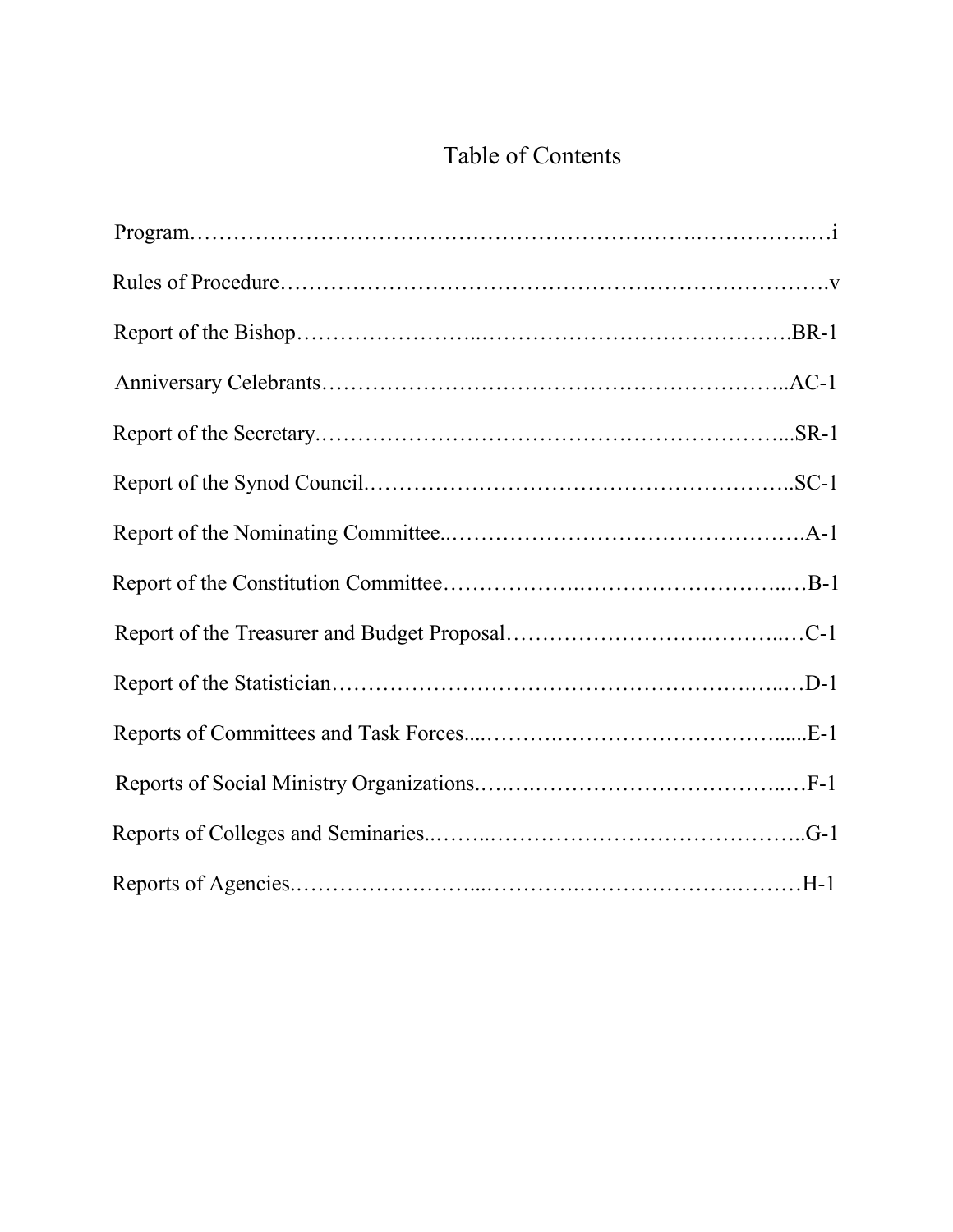# Table of Contents

Program……………………………………………………………………………….…i

Rules of Procedure……………………………………………………………………v

Report of the Bishop……………………..……………………………………….BR-1

Anniversary Celebrants……………………………………………………..AC-1

Report of the Secretary.………………………………………………………...SR-1

Report of the Synod Council.…………………………………………………..SC-1

Report of the Nominating Committee..………………………………………….A-1

Report of the Constitution Committee……………….………………………..…B-1

Report of the Treasurer and Budget Proposal…………………….………..…C-1

Report of the Statistician…………………………………………….….….…D-1

Reports of Committees and Task Forces....……….…………………………......E-1

Reports of Social Ministry Organizations.….….……………………………..…F-1

Reports of Colleges and Seminaries..……..……………………………………..G-1

Reports of Agencies.……………………...………….…………………….………H-1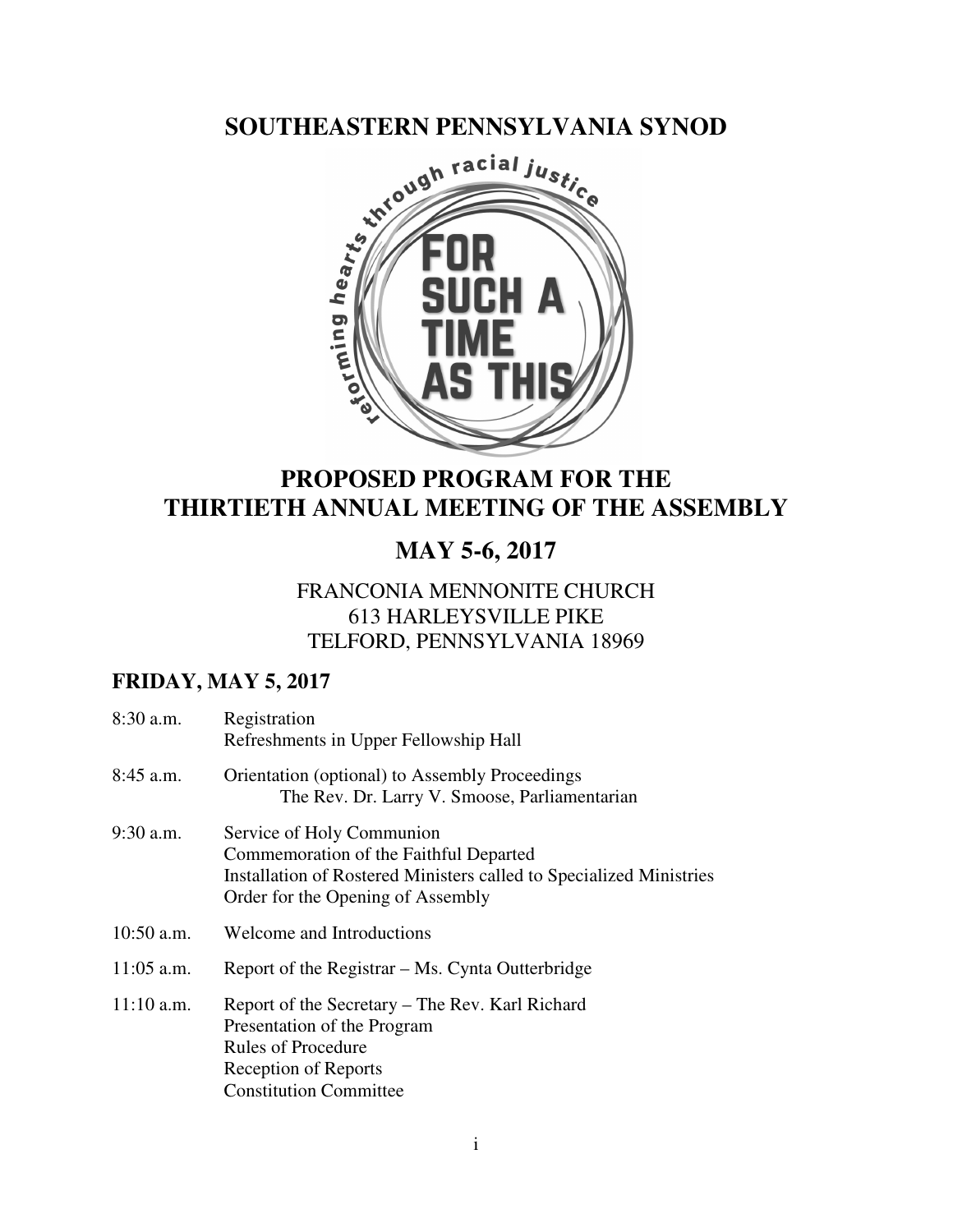# SOUTHEASTERN PENNSYLVANIA SYNOD

reforming hearts through racial justice

FOR SUCH A TIME AS THIS

## PROPOSED PROGRAM FOR THE THIRTIETH ANNUAL MEETING OF THE ASSEMBLY

## MAY 5-6, 2017

FRANCONIA MENNONITE CHURCH
613 HARLEYSVILLE PIKE
TELFORD, PENNSYLVANIA 18969

### FRIDAY, MAY 5, 2017

| | |
|---|---|
| 8:30 a.m. | Registration<br>Refreshments in Upper Fellowship Hall |
| 8:45 a.m. | Orientation (optional) to Assembly Proceedings<br>The Rev. Dr. Larry V. Smoose, Parliamentarian |
| 9:30 a.m. | Service of Holy Communion<br>Commemoration of the Faithful Departed<br>Installation of Rostered Ministers called to Specialized Ministries<br>Order for the Opening of Assembly |
| 10:50 a.m. | Welcome and Introductions |
| 11:05 a.m. | Report of the Registrar – Ms. Cynta Outterbridge |
| 11:10 a.m. | Report of the Secretary – The Rev. Karl Richard<br>Presentation of the Program<br>Rules of Procedure<br>Reception of Reports<br>Constitution Committee |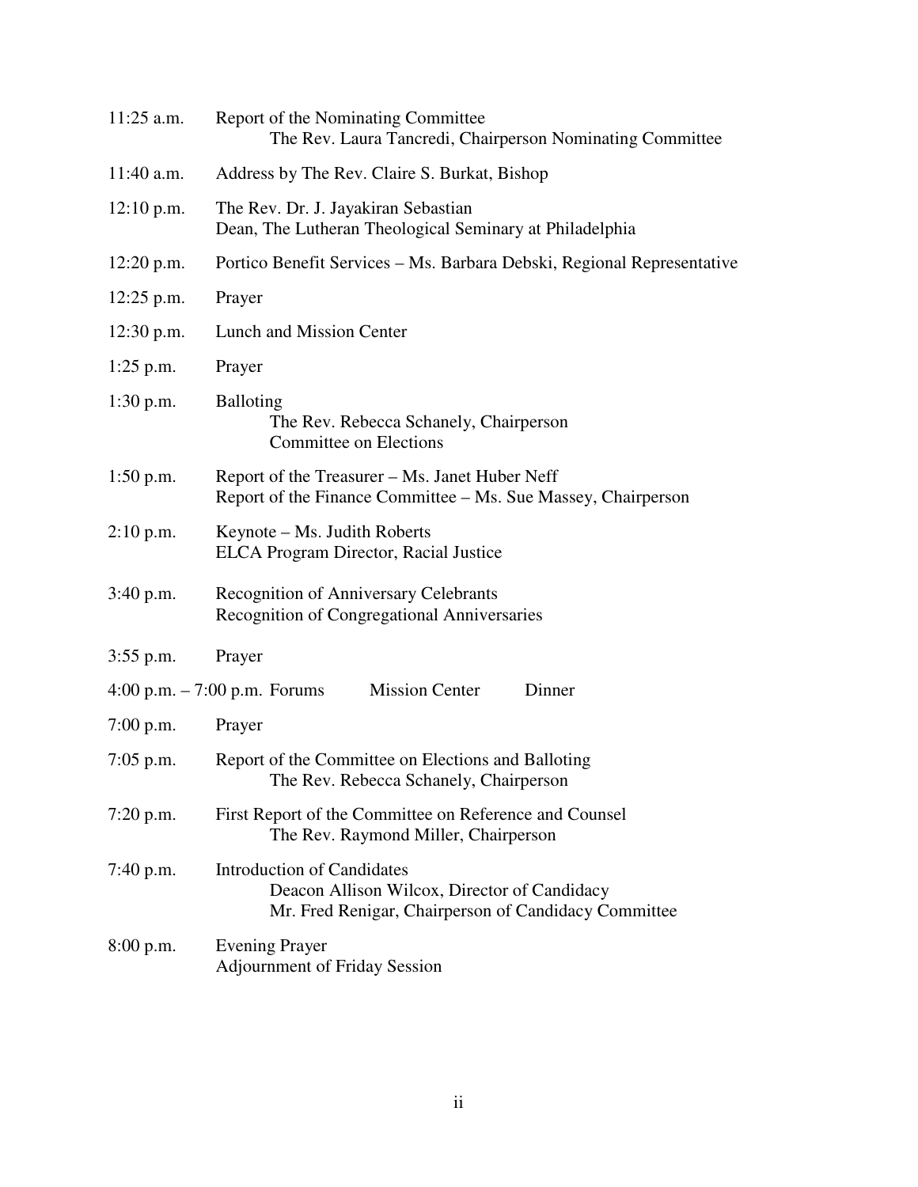| | |
|---|---|
| 11:25 a.m. | Report of the Nominating Committee<br>The Rev. Laura Tancredi, Chairperson Nominating Committee |
| 11:40 a.m. | Address by The Rev. Claire S. Burkat, Bishop |
| 12:10 p.m. | The Rev. Dr. J. Jayakiran Sebastian<br>Dean, The Lutheran Theological Seminary at Philadelphia |
| 12:20 p.m. | Portico Benefit Services – Ms. Barbara Debski, Regional Representative |
| 12:25 p.m. | Prayer |
| 12:30 p.m. | Lunch and Mission Center |
| 1:25 p.m. | Prayer |
| 1:30 p.m. | Balloting<br>The Rev. Rebecca Schanely, Chairperson<br>Committee on Elections |
| 1:50 p.m. | Report of the Treasurer – Ms. Janet Huber Neff<br>Report of the Finance Committee – Ms. Sue Massey, Chairperson |
| 2:10 p.m. | Keynote – Ms. Judith Roberts<br>ELCA Program Director, Racial Justice |
| 3:40 p.m. | Recognition of Anniversary Celebrants<br>Recognition of Congregational Anniversaries |
| 3:55 p.m. | Prayer |
| 4:00 p.m. – 7:00 p.m. | Forums Mission Center Dinner |
| 7:00 p.m. | Prayer |
| 7:05 p.m. | Report of the Committee on Elections and Balloting<br>The Rev. Rebecca Schanely, Chairperson |
| 7:20 p.m. | First Report of the Committee on Reference and Counsel<br>The Rev. Raymond Miller, Chairperson |
| 7:40 p.m. | Introduction of Candidates<br>Deacon Allison Wilcox, Director of Candidacy<br>Mr. Fred Renigar, Chairperson of Candidacy Committee |
| 8:00 p.m. | Evening Prayer<br>Adjournment of Friday Session |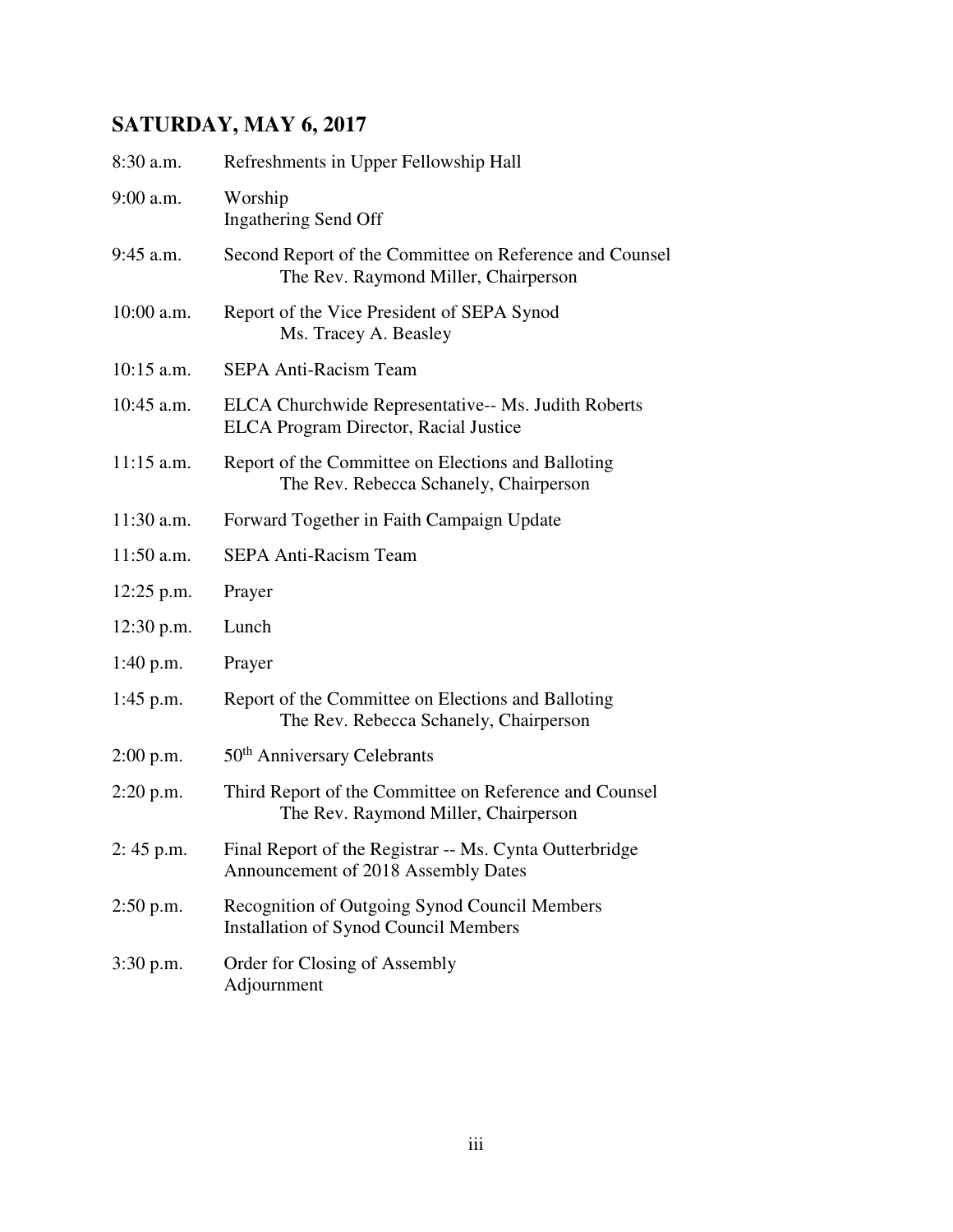## SATURDAY, MAY 6, 2017

| | |
|---|---|
| 8:30 a.m. | Refreshments in Upper Fellowship Hall |
| 9:00 a.m. | Worship<br>Ingathering Send Off |
| 9:45 a.m. | Second Report of the Committee on Reference and Counsel<br>The Rev. Raymond Miller, Chairperson |
| 10:00 a.m. | Report of the Vice President of SEPA Synod<br>Ms. Tracey A. Beasley |
| 10:15 a.m. | SEPA Anti-Racism Team |
| 10:45 a.m. | ELCA Churchwide Representative-- Ms. Judith Roberts<br>ELCA Program Director, Racial Justice |
| 11:15 a.m. | Report of the Committee on Elections and Balloting<br>The Rev. Rebecca Schanely, Chairperson |
| 11:30 a.m. | Forward Together in Faith Campaign Update |
| 11:50 a.m. | SEPA Anti-Racism Team |
| 12:25 p.m. | Prayer |
| 12:30 p.m. | Lunch |
| 1:40 p.m. | Prayer |
| 1:45 p.m. | Report of the Committee on Elections and Balloting<br>The Rev. Rebecca Schanely, Chairperson |
| 2:00 p.m. | 50th Anniversary Celebrants |
| 2:20 p.m. | Third Report of the Committee on Reference and Counsel<br>The Rev. Raymond Miller, Chairperson |
| 2: 45 p.m. | Final Report of the Registrar -- Ms. Cynta Outterbridge<br>Announcement of 2018 Assembly Dates |
| 2:50 p.m. | Recognition of Outgoing Synod Council Members<br>Installation of Synod Council Members |
| 3:30 p.m. | Order for Closing of Assembly<br>Adjournment |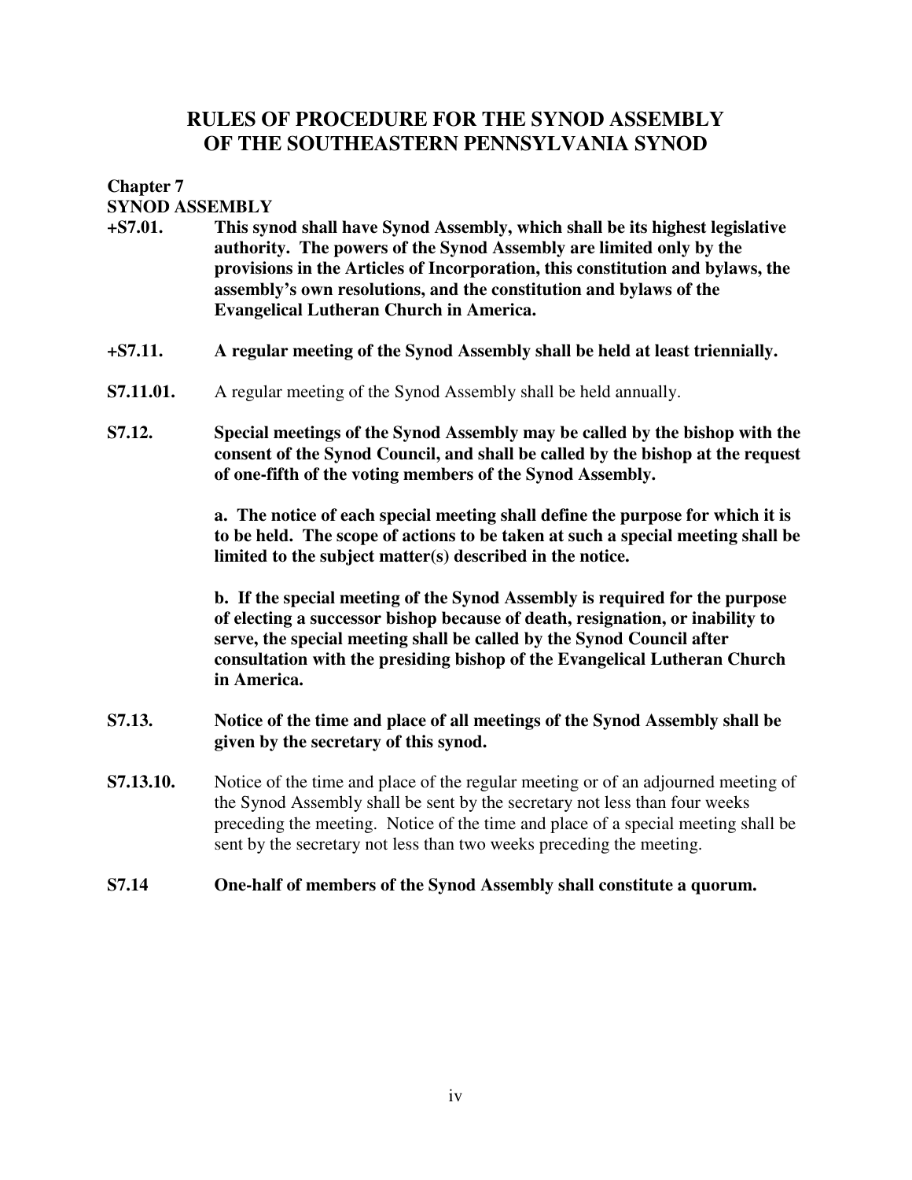# RULES OF PROCEDURE FOR THE SYNOD ASSEMBLY OF THE SOUTHEASTERN PENNSYLVANIA SYNOD

## Chapter 7
## SYNOD ASSEMBLY

**+S7.01.** **This synod shall have Synod Assembly, which shall be its highest legislative authority. The powers of the Synod Assembly are limited only by the provisions in the Articles of Incorporation, this constitution and bylaws, the assembly's own resolutions, and the constitution and bylaws of the Evangelical Lutheran Church in America.**

**+S7.11.** **A regular meeting of the Synod Assembly shall be held at least triennially.**

**S7.11.01.** A regular meeting of the Synod Assembly shall be held annually.

**S7.12.** **Special meetings of the Synod Assembly may be called by the bishop with the consent of the Synod Council, and shall be called by the bishop at the request of one-fifth of the voting members of the Synod Assembly.**

**a. The notice of each special meeting shall define the purpose for which it is to be held. The scope of actions to be taken at such a special meeting shall be limited to the subject matter(s) described in the notice.**

**b. If the special meeting of the Synod Assembly is required for the purpose of electing a successor bishop because of death, resignation, or inability to serve, the special meeting shall be called by the Synod Council after consultation with the presiding bishop of the Evangelical Lutheran Church in America.**

**S7.13.** **Notice of the time and place of all meetings of the Synod Assembly shall be given by the secretary of this synod.**

**S7.13.10.** Notice of the time and place of the regular meeting or of an adjourned meeting of the Synod Assembly shall be sent by the secretary not less than four weeks preceding the meeting. Notice of the time and place of a special meeting shall be sent by the secretary not less than two weeks preceding the meeting.

**S7.14** **One-half of members of the Synod Assembly shall constitute a quorum.**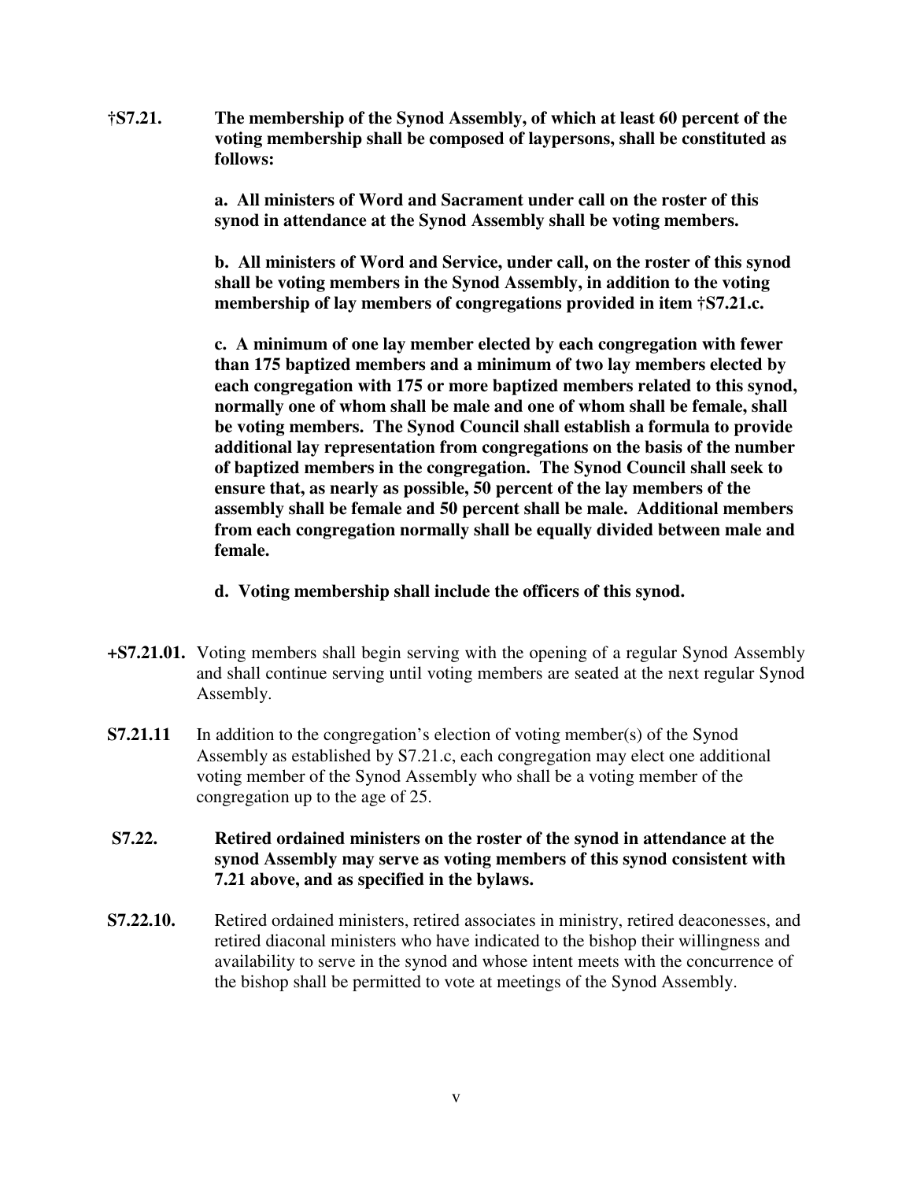**†S7.21. The membership of the Synod Assembly, of which at least 60 percent of the voting membership shall be composed of laypersons, shall be constituted as follows:**

**a. All ministers of Word and Sacrament under call on the roster of this synod in attendance at the Synod Assembly shall be voting members.**

**b. All ministers of Word and Service, under call, on the roster of this synod shall be voting members in the Synod Assembly, in addition to the voting membership of lay members of congregations provided in item †S7.21.c.**

**c. A minimum of one lay member elected by each congregation with fewer than 175 baptized members and a minimum of two lay members elected by each congregation with 175 or more baptized members related to this synod, normally one of whom shall be male and one of whom shall be female, shall be voting members. The Synod Council shall establish a formula to provide additional lay representation from congregations on the basis of the number of baptized members in the congregation. The Synod Council shall seek to ensure that, as nearly as possible, 50 percent of the lay members of the assembly shall be female and 50 percent shall be male. Additional members from each congregation normally shall be equally divided between male and female.**

**d. Voting membership shall include the officers of this synod.**

**+S7.21.01.** Voting members shall begin serving with the opening of a regular Synod Assembly and shall continue serving until voting members are seated at the next regular Synod Assembly.

**S7.21.11** In addition to the congregation's election of voting member(s) of the Synod Assembly as established by S7.21.c, each congregation may elect one additional voting member of the Synod Assembly who shall be a voting member of the congregation up to the age of 25.

**S7.22. Retired ordained ministers on the roster of the synod in attendance at the synod Assembly may serve as voting members of this synod consistent with 7.21 above, and as specified in the bylaws.**

**S7.22.10.** Retired ordained ministers, retired associates in ministry, retired deaconesses, and retired diaconal ministers who have indicated to the bishop their willingness and availability to serve in the synod and whose intent meets with the concurrence of the bishop shall be permitted to vote at meetings of the Synod Assembly.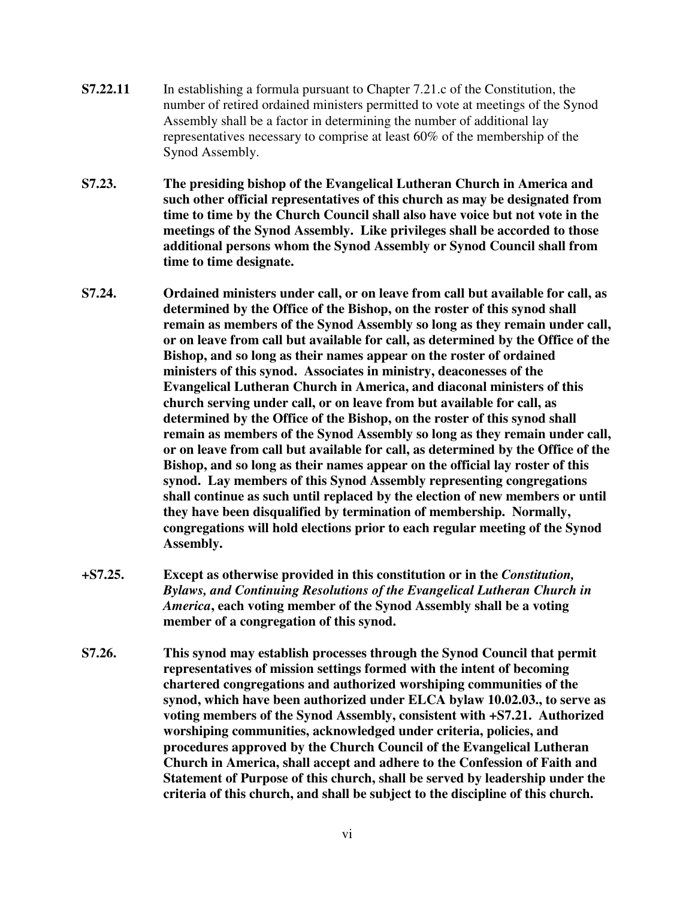**S7.22.11** In establishing a formula pursuant to Chapter 7.21.c of the Constitution, the number of retired ordained ministers permitted to vote at meetings of the Synod Assembly shall be a factor in determining the number of additional lay representatives necessary to comprise at least 60% of the membership of the Synod Assembly.

**S7.23. The presiding bishop of the Evangelical Lutheran Church in America and such other official representatives of this church as may be designated from time to time by the Church Council shall also have voice but not vote in the meetings of the Synod Assembly. Like privileges shall be accorded to those additional persons whom the Synod Assembly or Synod Council shall from time to time designate.**

**S7.24. Ordained ministers under call, or on leave from call but available for call, as determined by the Office of the Bishop, on the roster of this synod shall remain as members of the Synod Assembly so long as they remain under call, or on leave from call but available for call, as determined by the Office of the Bishop, and so long as their names appear on the roster of ordained ministers of this synod. Associates in ministry, deaconesses of the Evangelical Lutheran Church in America, and diaconal ministers of this church serving under call, or on leave from but available for call, as determined by the Office of the Bishop, on the roster of this synod shall remain as members of the Synod Assembly so long as they remain under call, or on leave from call but available for call, as determined by the Office of the Bishop, and so long as their names appear on the official lay roster of this synod. Lay members of this Synod Assembly representing congregations shall continue as such until replaced by the election of new members or until they have been disqualified by termination of membership. Normally, congregations will hold elections prior to each regular meeting of the Synod Assembly.**

**+S7.25. Except as otherwise provided in this constitution or in the *Constitution, Bylaws, and Continuing Resolutions of the Evangelical Lutheran Church in America*, each voting member of the Synod Assembly shall be a voting member of a congregation of this synod.**

**S7.26. This synod may establish processes through the Synod Council that permit representatives of mission settings formed with the intent of becoming chartered congregations and authorized worshiping communities of the synod, which have been authorized under ELCA bylaw 10.02.03., to serve as voting members of the Synod Assembly, consistent with +S7.21. Authorized worshiping communities, acknowledged under criteria, policies, and procedures approved by the Church Council of the Evangelical Lutheran Church in America, shall accept and adhere to the Confession of Faith and Statement of Purpose of this church, shall be served by leadership under the criteria of this church, and shall be subject to the discipline of this church.**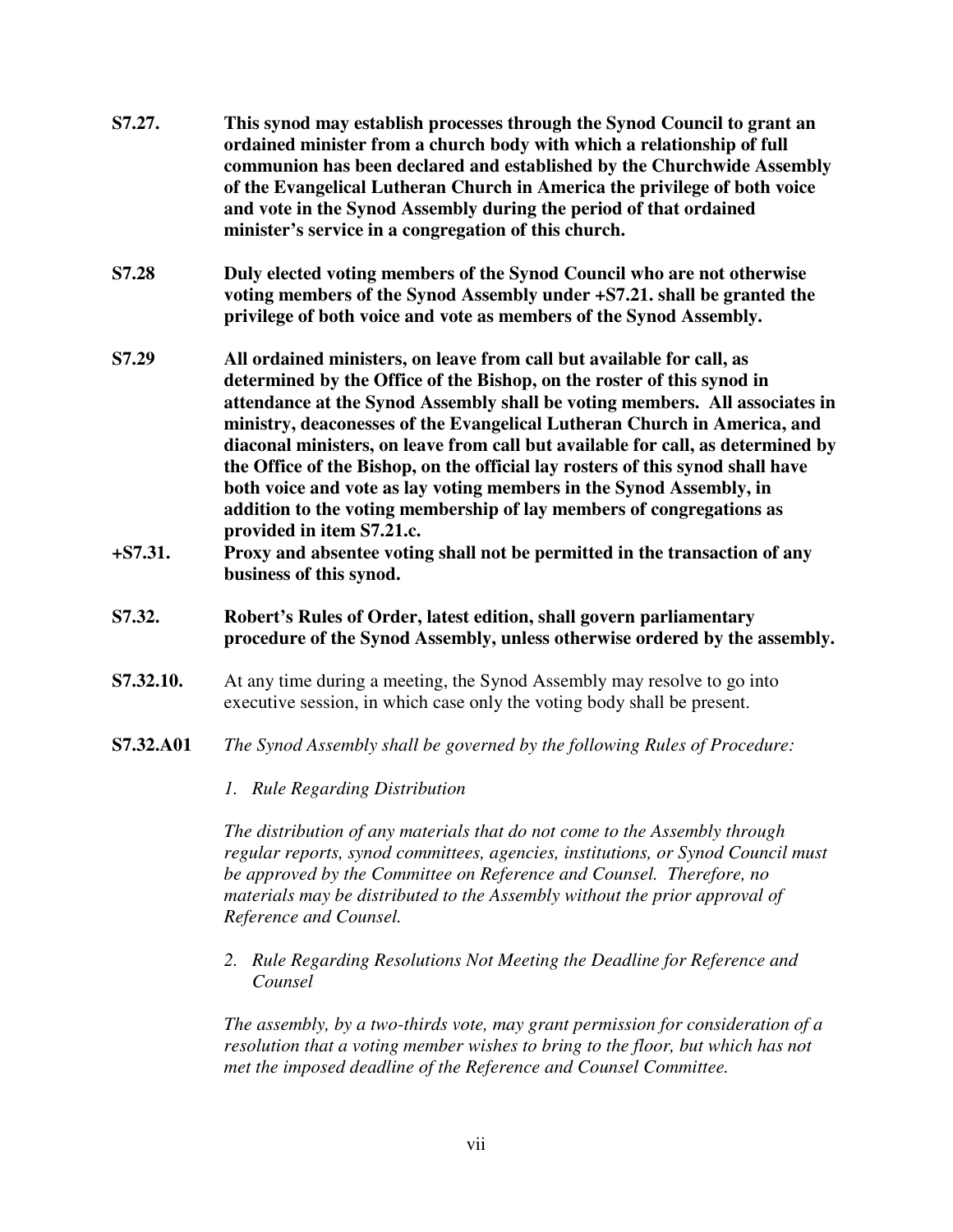**S7.27.** **This synod may establish processes through the Synod Council to grant an ordained minister from a church body with which a relationship of full communion has been declared and established by the Churchwide Assembly of the Evangelical Lutheran Church in America the privilege of both voice and vote in the Synod Assembly during the period of that ordained minister's service in a congregation of this church.**

**S7.28** **Duly elected voting members of the Synod Council who are not otherwise voting members of the Synod Assembly under +S7.21. shall be granted the privilege of both voice and vote as members of the Synod Assembly.**

**S7.29** **All ordained ministers, on leave from call but available for call, as determined by the Office of the Bishop, on the roster of this synod in attendance at the Synod Assembly shall be voting members. All associates in ministry, deaconesses of the Evangelical Lutheran Church in America, and diaconal ministers, on leave from call but available for call, as determined by the Office of the Bishop, on the official lay rosters of this synod shall have both voice and vote as lay voting members in the Synod Assembly, in addition to the voting membership of lay members of congregations as provided in item S7.21.c.**

**+S7.31.** **Proxy and absentee voting shall not be permitted in the transaction of any business of this synod.**

**S7.32.** **Robert's Rules of Order, latest edition, shall govern parliamentary procedure of the Synod Assembly, unless otherwise ordered by the assembly.**

**S7.32.10.** At any time during a meeting, the Synod Assembly may resolve to go into executive session, in which case only the voting body shall be present.

**S7.32.A01** *The Synod Assembly shall be governed by the following Rules of Procedure:*

*1. Rule Regarding Distribution*

*The distribution of any materials that do not come to the Assembly through regular reports, synod committees, agencies, institutions, or Synod Council must be approved by the Committee on Reference and Counsel. Therefore, no materials may be distributed to the Assembly without the prior approval of Reference and Counsel.*

*2. Rule Regarding Resolutions Not Meeting the Deadline for Reference and Counsel*

*The assembly, by a two-thirds vote, may grant permission for consideration of a resolution that a voting member wishes to bring to the floor, but which has not met the imposed deadline of the Reference and Counsel Committee.*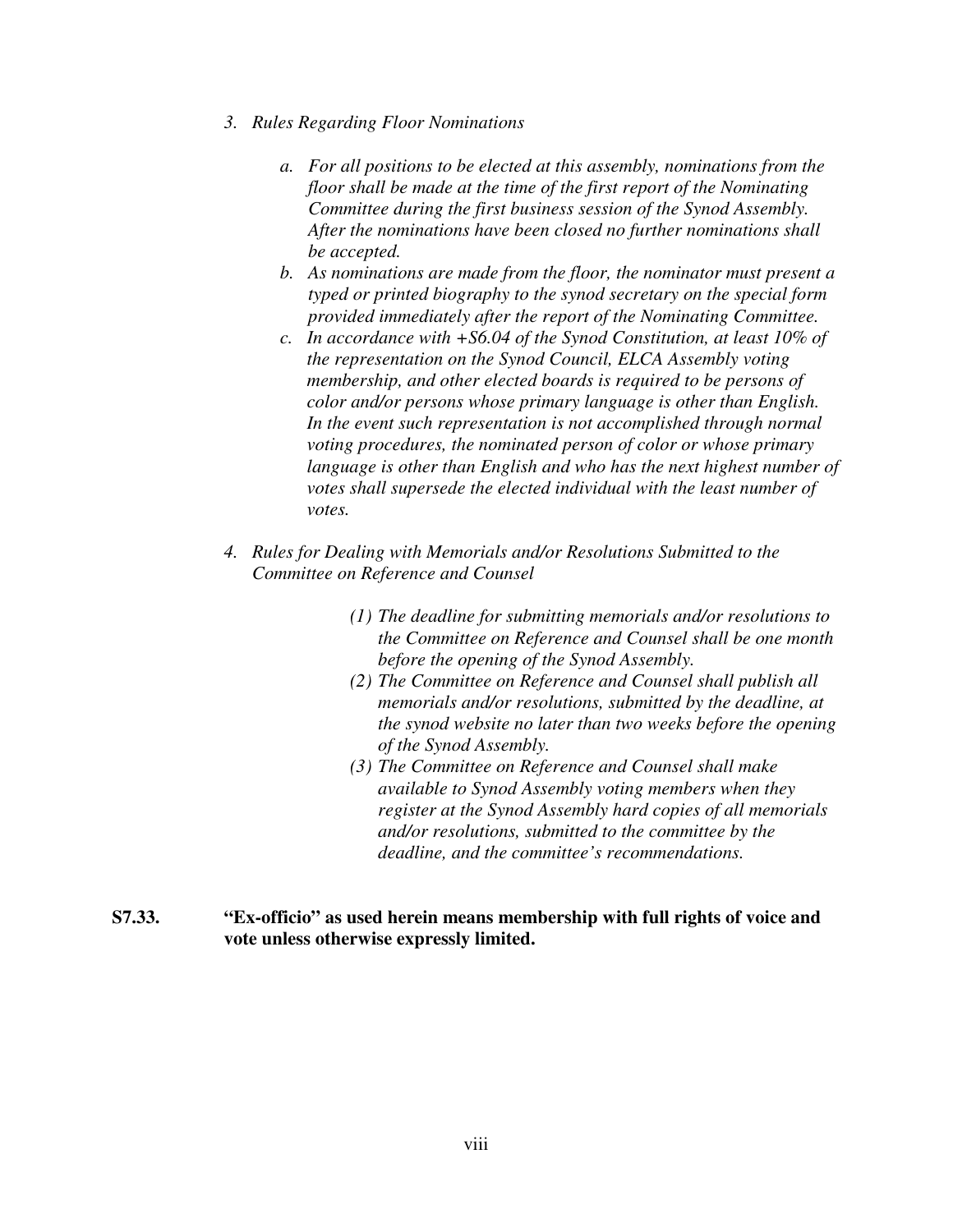*3. Rules Regarding Floor Nominations*

*a. For all positions to be elected at this assembly, nominations from the floor shall be made at the time of the first report of the Nominating Committee during the first business session of the Synod Assembly. After the nominations have been closed no further nominations shall be accepted.*

*b. As nominations are made from the floor, the nominator must present a typed or printed biography to the synod secretary on the special form provided immediately after the report of the Nominating Committee.*

*c. In accordance with +S6.04 of the Synod Constitution, at least 10% of the representation on the Synod Council, ELCA Assembly voting membership, and other elected boards is required to be persons of color and/or persons whose primary language is other than English. In the event such representation is not accomplished through normal voting procedures, the nominated person of color or whose primary language is other than English and who has the next highest number of votes shall supersede the elected individual with the least number of votes.*

*4. Rules for Dealing with Memorials and/or Resolutions Submitted to the Committee on Reference and Counsel*

*(1) The deadline for submitting memorials and/or resolutions to the Committee on Reference and Counsel shall be one month before the opening of the Synod Assembly.*

*(2) The Committee on Reference and Counsel shall publish all memorials and/or resolutions, submitted by the deadline, at the synod website no later than two weeks before the opening of the Synod Assembly.*

*(3) The Committee on Reference and Counsel shall make available to Synod Assembly voting members when they register at the Synod Assembly hard copies of all memorials and/or resolutions, submitted to the committee by the deadline, and the committee's recommendations.*

**S7.33.** **"Ex-officio" as used herein means membership with full rights of voice and vote unless otherwise expressly limited.**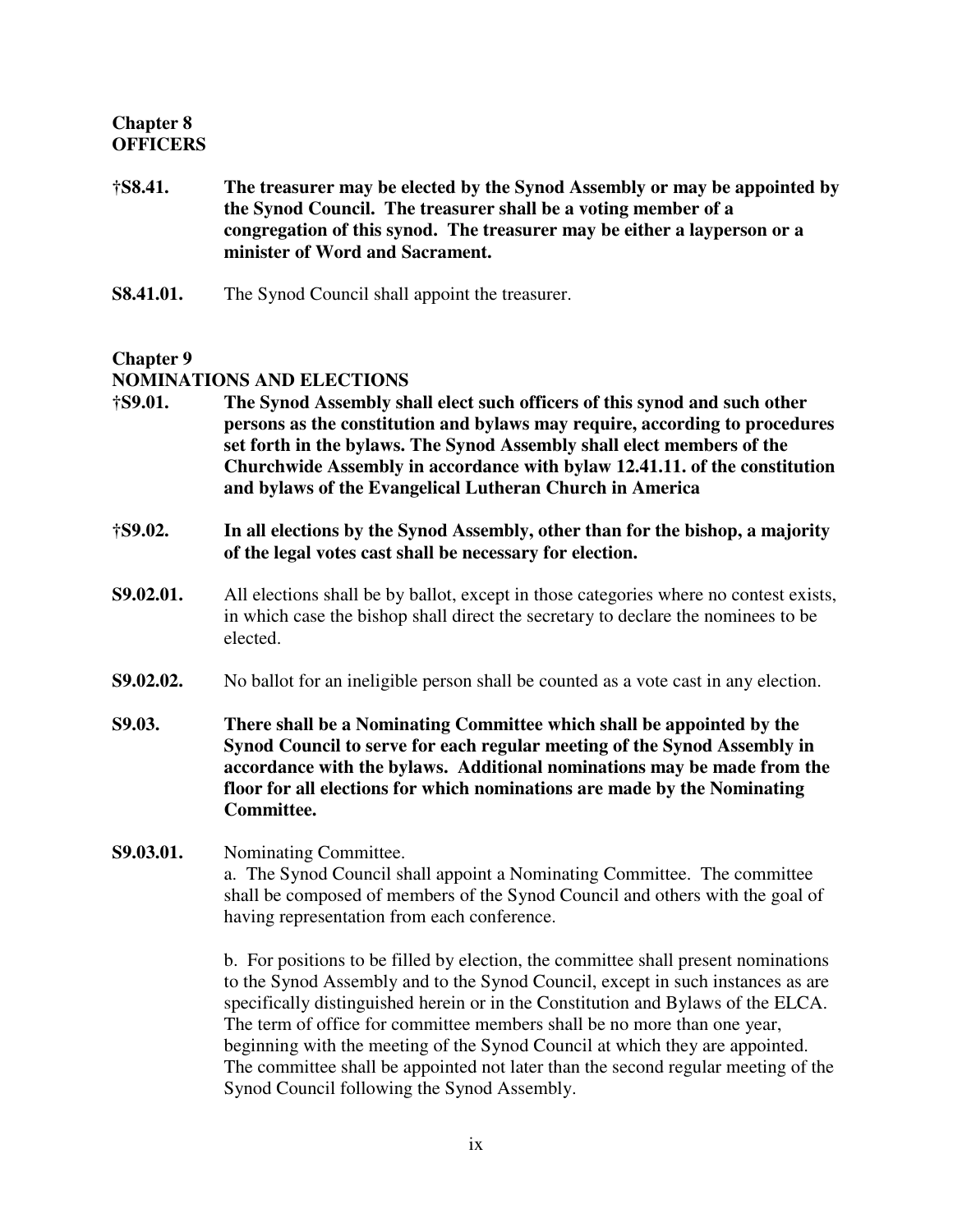## Chapter 8
## OFFICERS

**†S8.41.** **The treasurer may be elected by the Synod Assembly or may be appointed by the Synod Council. The treasurer shall be a voting member of a congregation of this synod. The treasurer may be either a layperson or a minister of Word and Sacrament.**

**S8.41.01.** The Synod Council shall appoint the treasurer.

## Chapter 9
## NOMINATIONS AND ELECTIONS

**†S9.01.** **The Synod Assembly shall elect such officers of this synod and such other persons as the constitution and bylaws may require, according to procedures set forth in the bylaws. The Synod Assembly shall elect members of the Churchwide Assembly in accordance with bylaw 12.41.11. of the constitution and bylaws of the Evangelical Lutheran Church in America**

**†S9.02.** **In all elections by the Synod Assembly, other than for the bishop, a majority of the legal votes cast shall be necessary for election.**

**S9.02.01.** All elections shall be by ballot, except in those categories where no contest exists, in which case the bishop shall direct the secretary to declare the nominees to be elected.

**S9.02.02.** No ballot for an ineligible person shall be counted as a vote cast in any election.

**S9.03.** **There shall be a Nominating Committee which shall be appointed by the Synod Council to serve for each regular meeting of the Synod Assembly in accordance with the bylaws. Additional nominations may be made from the floor for all elections for which nominations are made by the Nominating Committee.**

**S9.03.01.** Nominating Committee.

a. The Synod Council shall appoint a Nominating Committee. The committee shall be composed of members of the Synod Council and others with the goal of having representation from each conference.

b. For positions to be filled by election, the committee shall present nominations to the Synod Assembly and to the Synod Council, except in such instances as are specifically distinguished herein or in the Constitution and Bylaws of the ELCA. The term of office for committee members shall be no more than one year, beginning with the meeting of the Synod Council at which they are appointed. The committee shall be appointed not later than the second regular meeting of the Synod Council following the Synod Assembly.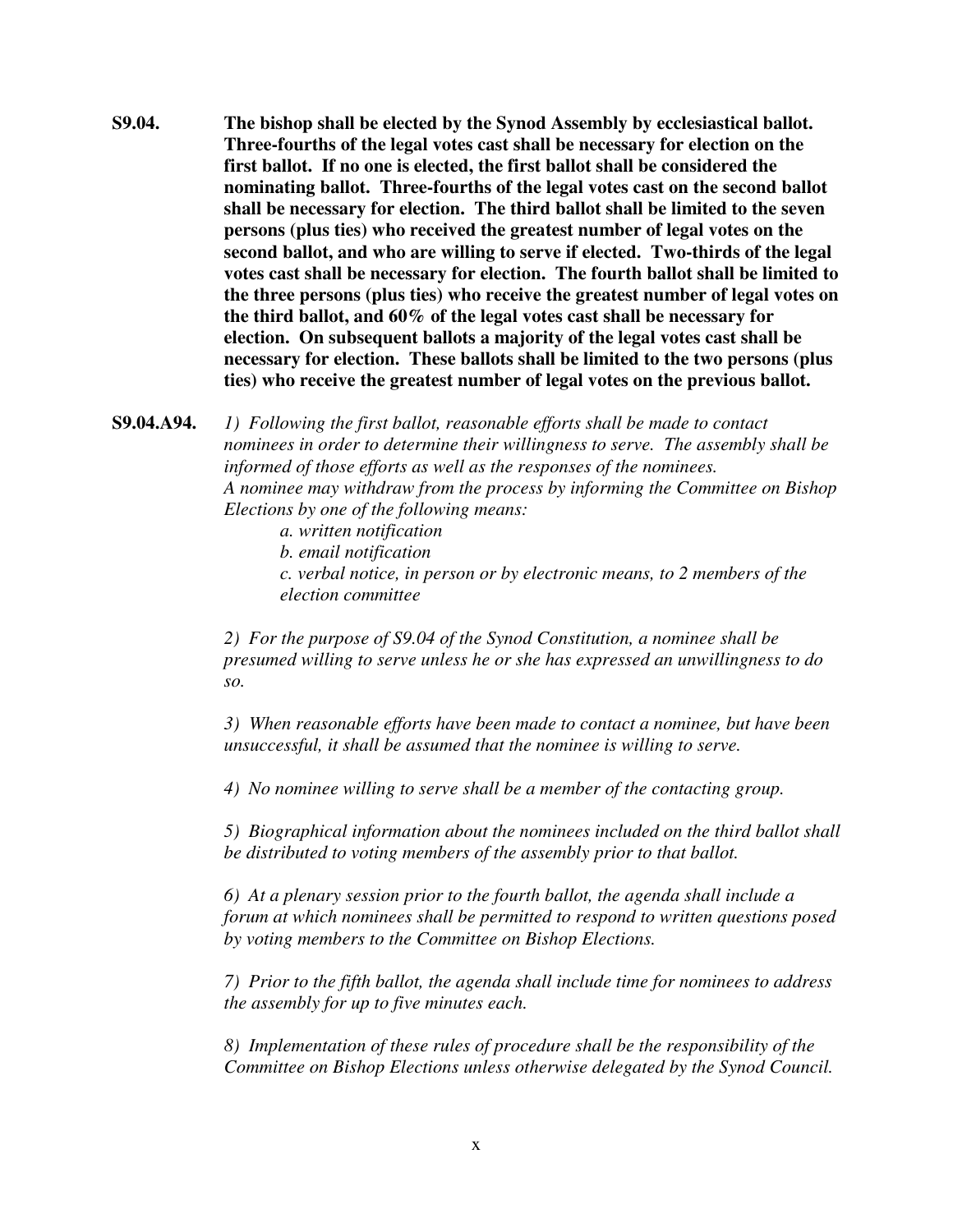**S9.04.** **The bishop shall be elected by the Synod Assembly by ecclesiastical ballot. Three-fourths of the legal votes cast shall be necessary for election on the first ballot. If no one is elected, the first ballot shall be considered the nominating ballot. Three-fourths of the legal votes cast on the second ballot shall be necessary for election. The third ballot shall be limited to the seven persons (plus ties) who received the greatest number of legal votes on the second ballot, and who are willing to serve if elected. Two-thirds of the legal votes cast shall be necessary for election. The fourth ballot shall be limited to the three persons (plus ties) who receive the greatest number of legal votes on the third ballot, and 60% of the legal votes cast shall be necessary for election. On subsequent ballots a majority of the legal votes cast shall be necessary for election. These ballots shall be limited to the two persons (plus ties) who receive the greatest number of legal votes on the previous ballot.**

**S9.04.A94.** *1) Following the first ballot, reasonable efforts shall be made to contact nominees in order to determine their willingness to serve. The assembly shall be informed of those efforts as well as the responses of the nominees. A nominee may withdraw from the process by informing the Committee on Bishop Elections by one of the following means:*

*a. written notification*
*b. email notification*
*c. verbal notice, in person or by electronic means, to 2 members of the election committee*

*2) For the purpose of S9.04 of the Synod Constitution, a nominee shall be presumed willing to serve unless he or she has expressed an unwillingness to do so.*

*3) When reasonable efforts have been made to contact a nominee, but have been unsuccessful, it shall be assumed that the nominee is willing to serve.*

*4) No nominee willing to serve shall be a member of the contacting group.*

*5) Biographical information about the nominees included on the third ballot shall be distributed to voting members of the assembly prior to that ballot.*

*6) At a plenary session prior to the fourth ballot, the agenda shall include a forum at which nominees shall be permitted to respond to written questions posed by voting members to the Committee on Bishop Elections.*

*7) Prior to the fifth ballot, the agenda shall include time for nominees to address the assembly for up to five minutes each.*

*8) Implementation of these rules of procedure shall be the responsibility of the Committee on Bishop Elections unless otherwise delegated by the Synod Council.*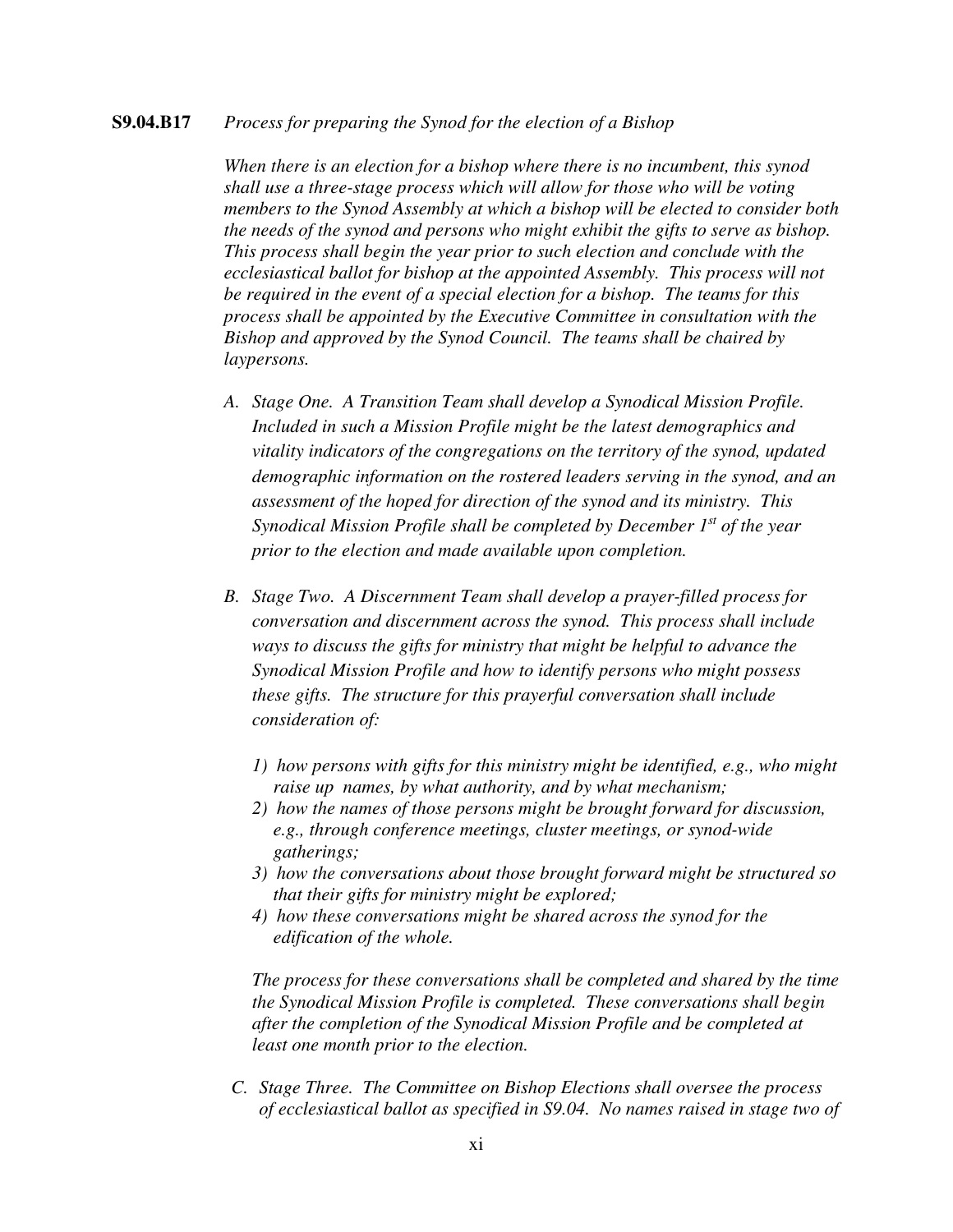**S9.04.B17** *Process for preparing the Synod for the election of a Bishop*

*When there is an election for a bishop where there is no incumbent, this synod shall use a three-stage process which will allow for those who will be voting members to the Synod Assembly at which a bishop will be elected to consider both the needs of the synod and persons who might exhibit the gifts to serve as bishop. This process shall begin the year prior to such election and conclude with the ecclesiastical ballot for bishop at the appointed Assembly. This process will not be required in the event of a special election for a bishop. The teams for this process shall be appointed by the Executive Committee in consultation with the Bishop and approved by the Synod Council. The teams shall be chaired by laypersons.*

*A. Stage One. A Transition Team shall develop a Synodical Mission Profile. Included in such a Mission Profile might be the latest demographics and vitality indicators of the congregations on the territory of the synod, updated demographic information on the rostered leaders serving in the synod, and an assessment of the hoped for direction of the synod and its ministry. This Synodical Mission Profile shall be completed by December 1st of the year prior to the election and made available upon completion.*

*B. Stage Two. A Discernment Team shall develop a prayer-filled process for conversation and discernment across the synod. This process shall include ways to discuss the gifts for ministry that might be helpful to advance the Synodical Mission Profile and how to identify persons who might possess these gifts. The structure for this prayerful conversation shall include consideration of:*

*1) how persons with gifts for this ministry might be identified, e.g., who might raise up names, by what authority, and by what mechanism;*
*2) how the names of those persons might be brought forward for discussion, e.g., through conference meetings, cluster meetings, or synod-wide gatherings;*
*3) how the conversations about those brought forward might be structured so that their gifts for ministry might be explored;*
*4) how these conversations might be shared across the synod for the edification of the whole.*

*The process for these conversations shall be completed and shared by the time the Synodical Mission Profile is completed. These conversations shall begin after the completion of the Synodical Mission Profile and be completed at least one month prior to the election.*

*C. Stage Three. The Committee on Bishop Elections shall oversee the process of ecclesiastical ballot as specified in S9.04. No names raised in stage two of*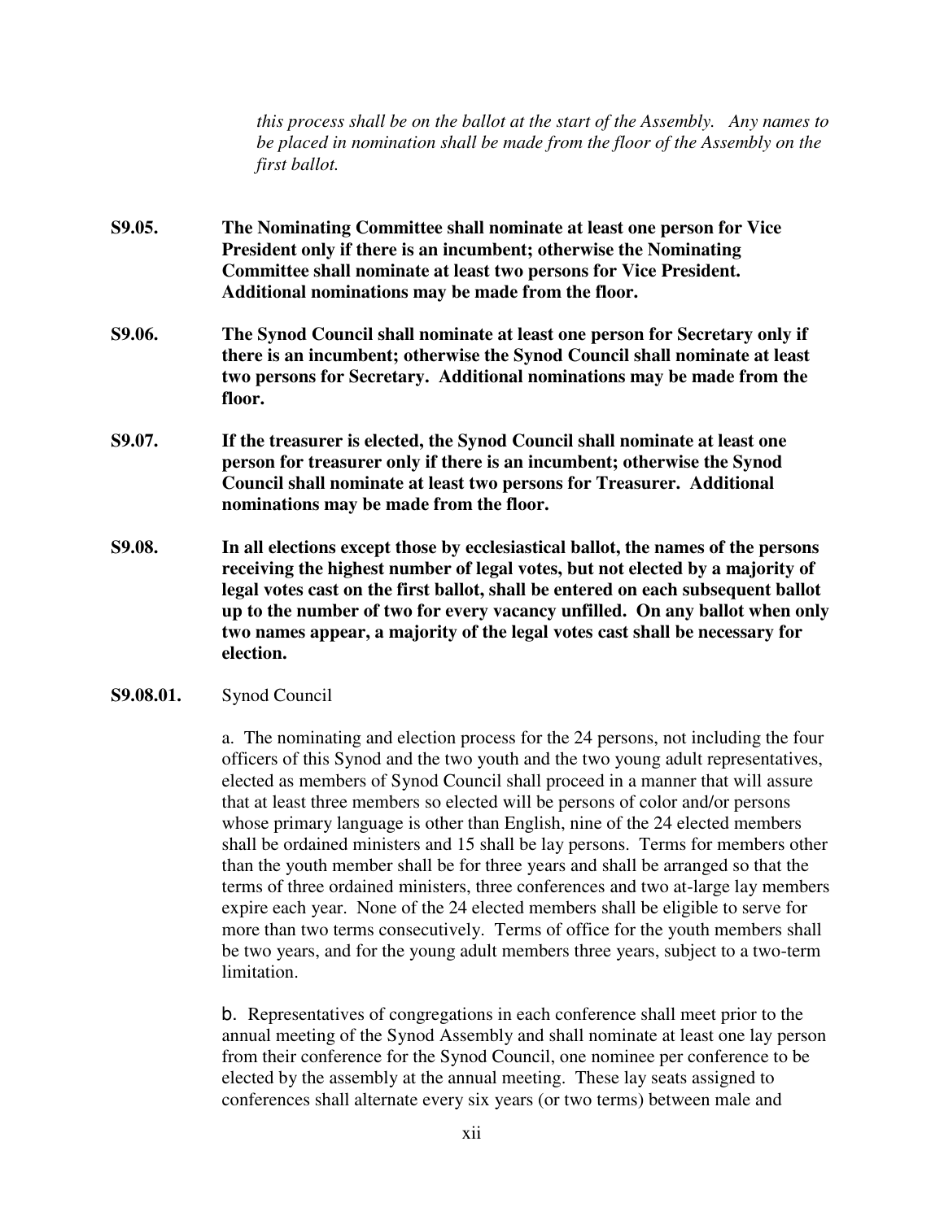*this process shall be on the ballot at the start of the Assembly. Any names to be placed in nomination shall be made from the floor of the Assembly on the first ballot.*

**S9.05. The Nominating Committee shall nominate at least one person for Vice President only if there is an incumbent; otherwise the Nominating Committee shall nominate at least two persons for Vice President. Additional nominations may be made from the floor.**

**S9.06. The Synod Council shall nominate at least one person for Secretary only if there is an incumbent; otherwise the Synod Council shall nominate at least two persons for Secretary. Additional nominations may be made from the floor.**

**S9.07. If the treasurer is elected, the Synod Council shall nominate at least one person for treasurer only if there is an incumbent; otherwise the Synod Council shall nominate at least two persons for Treasurer. Additional nominations may be made from the floor.**

**S9.08. In all elections except those by ecclesiastical ballot, the names of the persons receiving the highest number of legal votes, but not elected by a majority of legal votes cast on the first ballot, shall be entered on each subsequent ballot up to the number of two for every vacancy unfilled. On any ballot when only two names appear, a majority of the legal votes cast shall be necessary for election.**

**S9.08.01.** Synod Council

a. The nominating and election process for the 24 persons, not including the four officers of this Synod and the two youth and the two young adult representatives, elected as members of Synod Council shall proceed in a manner that will assure that at least three members so elected will be persons of color and/or persons whose primary language is other than English, nine of the 24 elected members shall be ordained ministers and 15 shall be lay persons. Terms for members other than the youth member shall be for three years and shall be arranged so that the terms of three ordained ministers, three conferences and two at-large lay members expire each year. None of the 24 elected members shall be eligible to serve for more than two terms consecutively. Terms of office for the youth members shall be two years, and for the young adult members three years, subject to a two-term limitation.

b. Representatives of congregations in each conference shall meet prior to the annual meeting of the Synod Assembly and shall nominate at least one lay person from their conference for the Synod Council, one nominee per conference to be elected by the assembly at the annual meeting. These lay seats assigned to conferences shall alternate every six years (or two terms) between male and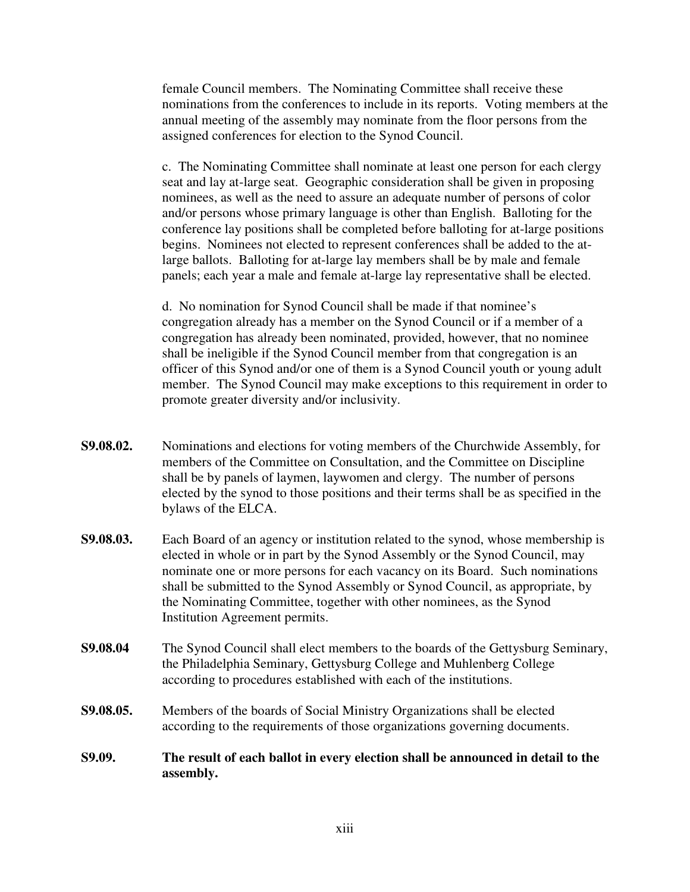female Council members. The Nominating Committee shall receive these nominations from the conferences to include in its reports. Voting members at the annual meeting of the assembly may nominate from the floor persons from the assigned conferences for election to the Synod Council.

c. The Nominating Committee shall nominate at least one person for each clergy seat and lay at-large seat. Geographic consideration shall be given in proposing nominees, as well as the need to assure an adequate number of persons of color and/or persons whose primary language is other than English. Balloting for the conference lay positions shall be completed before balloting for at-large positions begins. Nominees not elected to represent conferences shall be added to the at-large ballots. Balloting for at-large lay members shall be by male and female panels; each year a male and female at-large lay representative shall be elected.

d. No nomination for Synod Council shall be made if that nominee's congregation already has a member on the Synod Council or if a member of a congregation has already been nominated, provided, however, that no nominee shall be ineligible if the Synod Council member from that congregation is an officer of this Synod and/or one of them is a Synod Council youth or young adult member. The Synod Council may make exceptions to this requirement in order to promote greater diversity and/or inclusivity.

**S9.08.02.** Nominations and elections for voting members of the Churchwide Assembly, for members of the Committee on Consultation, and the Committee on Discipline shall be by panels of laymen, laywomen and clergy. The number of persons elected by the synod to those positions and their terms shall be as specified in the bylaws of the ELCA.

**S9.08.03.** Each Board of an agency or institution related to the synod, whose membership is elected in whole or in part by the Synod Assembly or the Synod Council, may nominate one or more persons for each vacancy on its Board. Such nominations shall be submitted to the Synod Assembly or Synod Council, as appropriate, by the Nominating Committee, together with other nominees, as the Synod Institution Agreement permits.

**S9.08.04** The Synod Council shall elect members to the boards of the Gettysburg Seminary, the Philadelphia Seminary, Gettysburg College and Muhlenberg College according to procedures established with each of the institutions.

**S9.08.05.** Members of the boards of Social Ministry Organizations shall be elected according to the requirements of those organizations governing documents.

**S9.09. The result of each ballot in every election shall be announced in detail to the assembly.**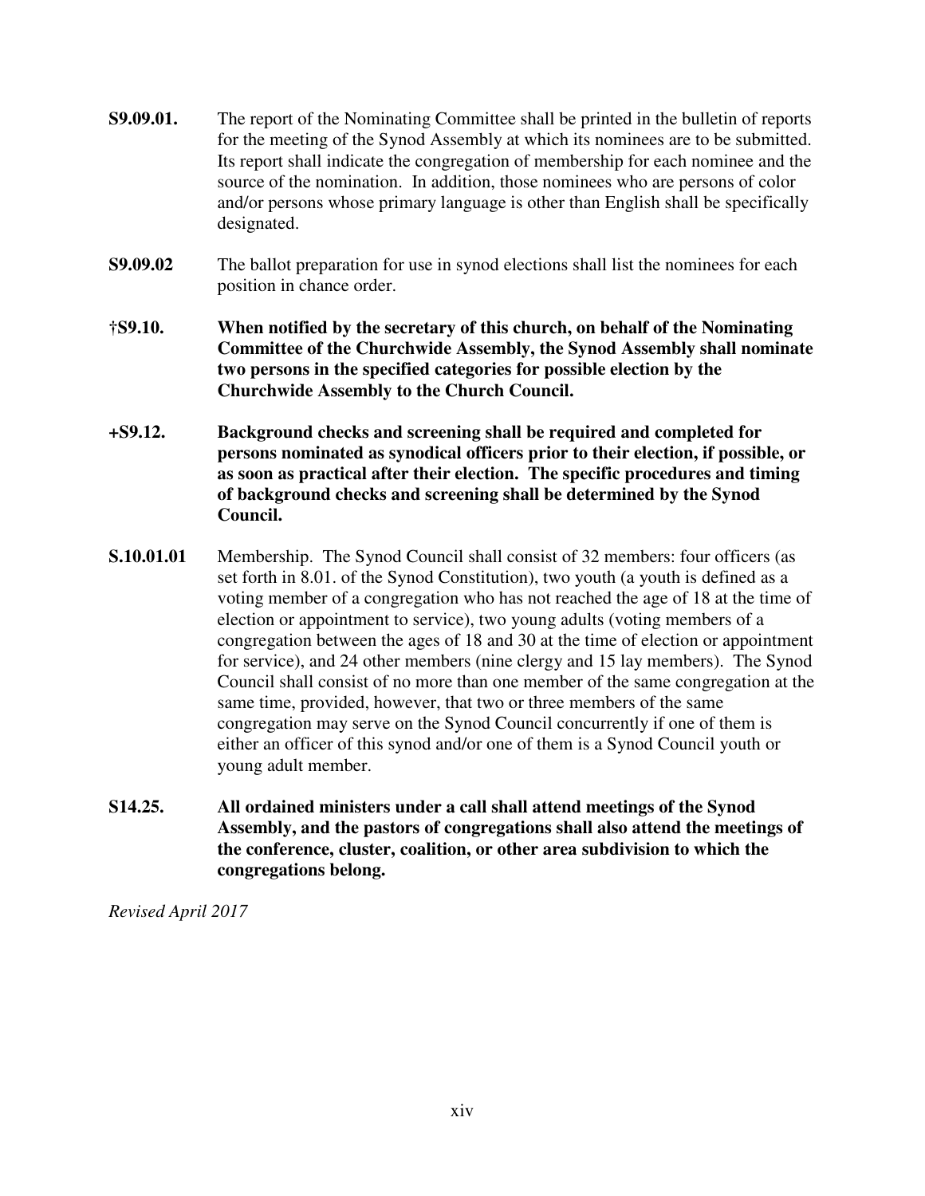**S9.09.01.** The report of the Nominating Committee shall be printed in the bulletin of reports for the meeting of the Synod Assembly at which its nominees are to be submitted. Its report shall indicate the congregation of membership for each nominee and the source of the nomination. In addition, those nominees who are persons of color and/or persons whose primary language is other than English shall be specifically designated.

**S9.09.02** The ballot preparation for use in synod elections shall list the nominees for each position in chance order.

**†S9.10. When notified by the secretary of this church, on behalf of the Nominating Committee of the Churchwide Assembly, the Synod Assembly shall nominate two persons in the specified categories for possible election by the Churchwide Assembly to the Church Council.**

**+S9.12. Background checks and screening shall be required and completed for persons nominated as synodical officers prior to their election, if possible, or as soon as practical after their election. The specific procedures and timing of background checks and screening shall be determined by the Synod Council.**

**S.10.01.01** Membership. The Synod Council shall consist of 32 members: four officers (as set forth in 8.01. of the Synod Constitution), two youth (a youth is defined as a voting member of a congregation who has not reached the age of 18 at the time of election or appointment to service), two young adults (voting members of a congregation between the ages of 18 and 30 at the time of election or appointment for service), and 24 other members (nine clergy and 15 lay members). The Synod Council shall consist of no more than one member of the same congregation at the same time, provided, however, that two or three members of the same congregation may serve on the Synod Council concurrently if one of them is either an officer of this synod and/or one of them is a Synod Council youth or young adult member.

**S14.25. All ordained ministers under a call shall attend meetings of the Synod Assembly, and the pastors of congregations shall also attend the meetings of the conference, cluster, coalition, or other area subdivision to which the congregations belong.**

*Revised April 2017*